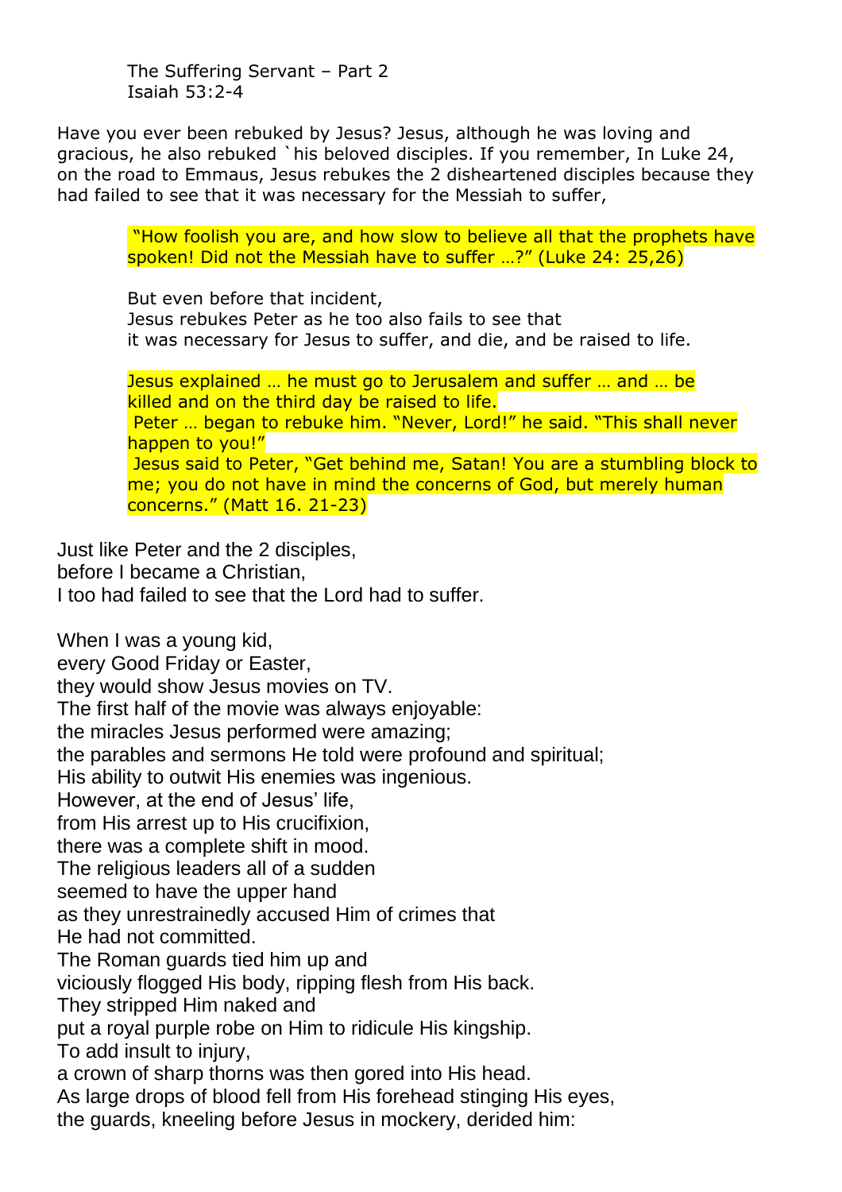The Suffering Servant – Part 2
Isaiah 53:2-4

Have you ever been rebuked by Jesus? Jesus, although he was loving and gracious, he also rebuked `his beloved disciples. If you remember, In Luke 24, on the road to Emmaus, Jesus rebukes the 2 disheartened disciples because they had failed to see that it was necessary for the Messiah to suffer,

> "How foolish you are, and how slow to believe all that the prophets have spoken! Did not the Messiah have to suffer …?" (Luke 24: 25,26)

But even before that incident,
Jesus rebukes Peter as he too also fails to see that
it was necessary for Jesus to suffer, and die, and be raised to life.

> Jesus explained … he must go to Jerusalem and suffer … and … be killed and on the third day be raised to life.
> Peter … began to rebuke him. "Never, Lord!" he said. "This shall never happen to you!"
> Jesus said to Peter, "Get behind me, Satan! You are a stumbling block to me; you do not have in mind the concerns of God, but merely human concerns." (Matt 16. 21-23)

Just like Peter and the 2 disciples,
before I became a Christian,
I too had failed to see that the Lord had to suffer.

When I was a young kid,
every Good Friday or Easter,
they would show Jesus movies on TV.
The first half of the movie was always enjoyable:
the miracles Jesus performed were amazing;
the parables and sermons He told were profound and spiritual;
His ability to outwit His enemies was ingenious.
However, at the end of Jesus' life,
from His arrest up to His crucifixion,
there was a complete shift in mood.
The religious leaders all of a sudden
seemed to have the upper hand
as they unrestrainedly accused Him of crimes that
He had not committed.
The Roman guards tied him up and
viciously flogged His body, ripping flesh from His back.
They stripped Him naked and
put a royal purple robe on Him to ridicule His kingship.
To add insult to injury,
a crown of sharp thorns was then gored into His head.
As large drops of blood fell from His forehead stinging His eyes,
the guards, kneeling before Jesus in mockery, derided him: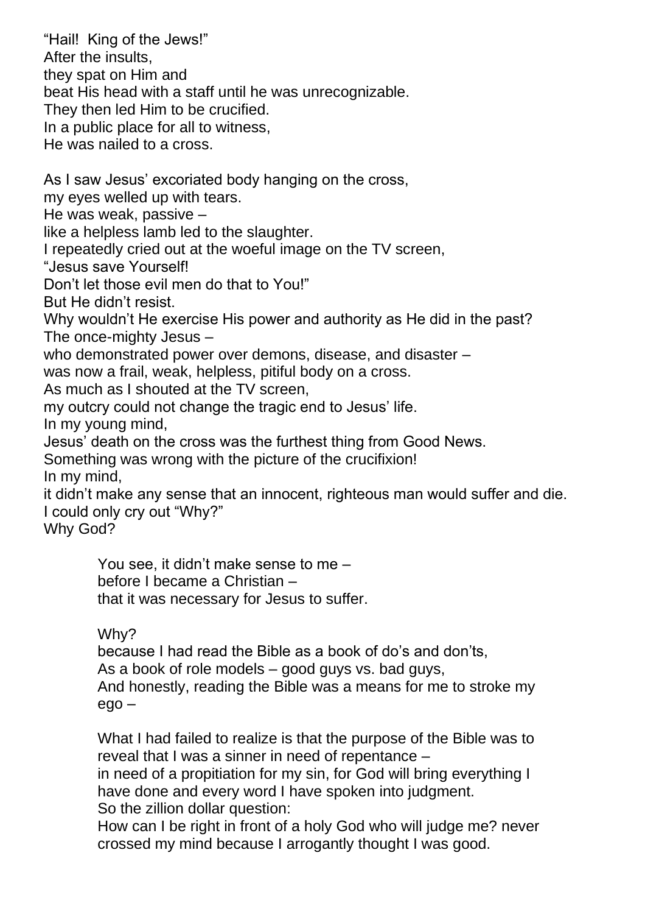"Hail! King of the Jews!"
After the insults,
they spat on Him and
beat His head with a staff until he was unrecognizable.
They then led Him to be crucified.
In a public place for all to witness,
He was nailed to a cross.

As I saw Jesus' excoriated body hanging on the cross,
my eyes welled up with tears.
He was weak, passive –
like a helpless lamb led to the slaughter.
I repeatedly cried out at the woeful image on the TV screen,
"Jesus save Yourself!
Don't let those evil men do that to You!"
But He didn't resist.
Why wouldn't He exercise His power and authority as He did in the past?
The once-mighty Jesus –
who demonstrated power over demons, disease, and disaster –
was now a frail, weak, helpless, pitiful body on a cross.
As much as I shouted at the TV screen,
my outcry could not change the tragic end to Jesus' life.
In my young mind,
Jesus' death on the cross was the furthest thing from Good News.
Something was wrong with the picture of the crucifixion!
In my mind,
it didn't make any sense that an innocent, righteous man would suffer and die.
I could only cry out "Why?"
Why God?

> You see, it didn't make sense to me –
> before I became a Christian –
> that it was necessary for Jesus to suffer.
>
> Why?
> because I had read the Bible as a book of do's and don'ts,
> As a book of role models – good guys vs. bad guys,
> And honestly, reading the Bible was a means for me to stroke my ego –
>
> What I had failed to realize is that the purpose of the Bible was to reveal that I was a sinner in need of repentance –
> in need of a propitiation for my sin, for God will bring everything I have done and every word I have spoken into judgment.
> So the zillion dollar question:
> How can I be right in front of a holy God who will judge me? never crossed my mind because I arrogantly thought I was good.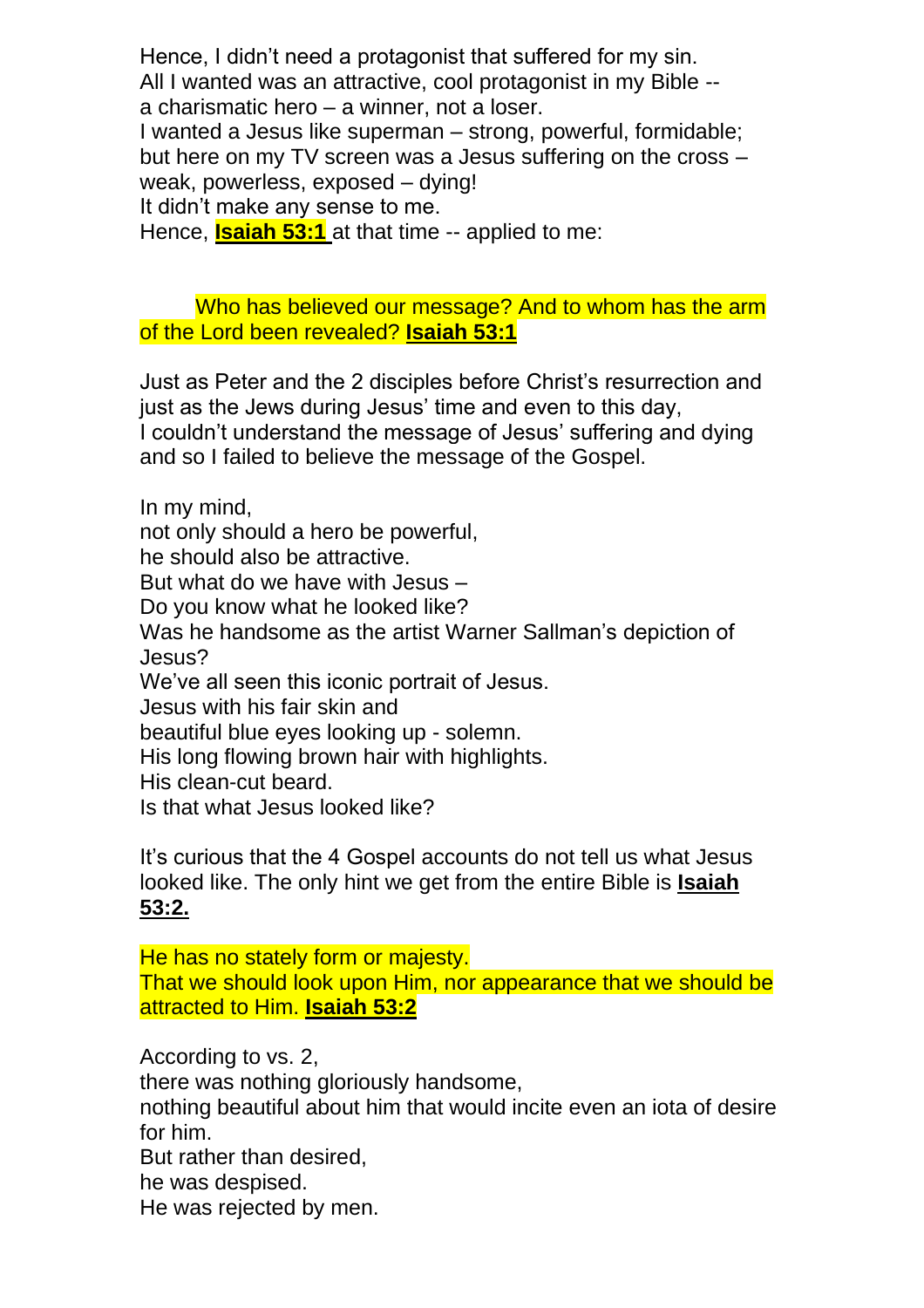Hence, I didn't need a protagonist that suffered for my sin.
All I wanted was an attractive, cool protagonist in my Bible --
a charismatic hero – a winner, not a loser.
I wanted a Jesus like superman – strong, powerful, formidable;
but here on my TV screen was a Jesus suffering on the cross –
weak, powerless, exposed – dying!
It didn't make any sense to me.
Hence, **Isaiah 53:1** at that time -- applied to me:

> Who has believed our message? And to whom has the arm of the Lord been revealed? **Isaiah 53:1**

Just as Peter and the 2 disciples before Christ's resurrection and just as the Jews during Jesus' time and even to this day,
I couldn't understand the message of Jesus' suffering and dying and so I failed to believe the message of the Gospel.

In my mind,
not only should a hero be powerful,
he should also be attractive.
But what do we have with Jesus –
Do you know what he looked like?
Was he handsome as the artist Warner Sallman's depiction of Jesus?
We've all seen this iconic portrait of Jesus.
Jesus with his fair skin and
beautiful blue eyes looking up - solemn.
His long flowing brown hair with highlights.
His clean-cut beard.
Is that what Jesus looked like?

It's curious that the 4 Gospel accounts do not tell us what Jesus looked like. The only hint we get from the entire Bible is **Isaiah 53:2.**

> He has no stately form or majesty.
> That we should look upon Him, nor appearance that we should be attracted to Him. **Isaiah 53:2**

According to vs. 2,
there was nothing gloriously handsome,
nothing beautiful about him that would incite even an iota of desire for him.
But rather than desired,
he was despised.
He was rejected by men.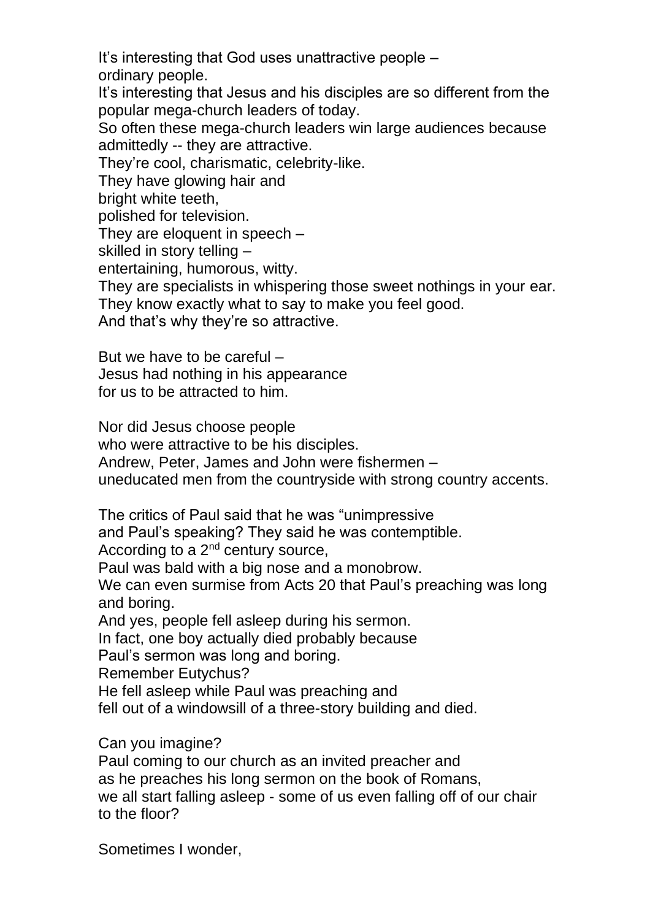It's interesting that God uses unattractive people –
ordinary people.
It's interesting that Jesus and his disciples are so different from the popular mega-church leaders of today.
So often these mega-church leaders win large audiences because admittedly -- they are attractive.
They're cool, charismatic, celebrity-like.
They have glowing hair and
bright white teeth,
polished for television.
They are eloquent in speech –
skilled in story telling –
entertaining, humorous, witty.
They are specialists in whispering those sweet nothings in your ear.
They know exactly what to say to make you feel good.
And that's why they're so attractive.

But we have to be careful –
Jesus had nothing in his appearance
for us to be attracted to him.

Nor did Jesus choose people
who were attractive to be his disciples.
Andrew, Peter, James and John were fishermen –
uneducated men from the countryside with strong country accents.

The critics of Paul said that he was "unimpressive
and Paul's speaking? They said he was contemptible.
According to a 2nd century source,
Paul was bald with a big nose and a monobrow.
We can even surmise from Acts 20 that Paul's preaching was long and boring.
And yes, people fell asleep during his sermon.
In fact, one boy actually died probably because
Paul's sermon was long and boring.
Remember Eutychus?
He fell asleep while Paul was preaching and
fell out of a windowsill of a three-story building and died.

Can you imagine?
Paul coming to our church as an invited preacher and
as he preaches his long sermon on the book of Romans,
we all start falling asleep - some of us even falling off of our chair to the floor?

Sometimes I wonder,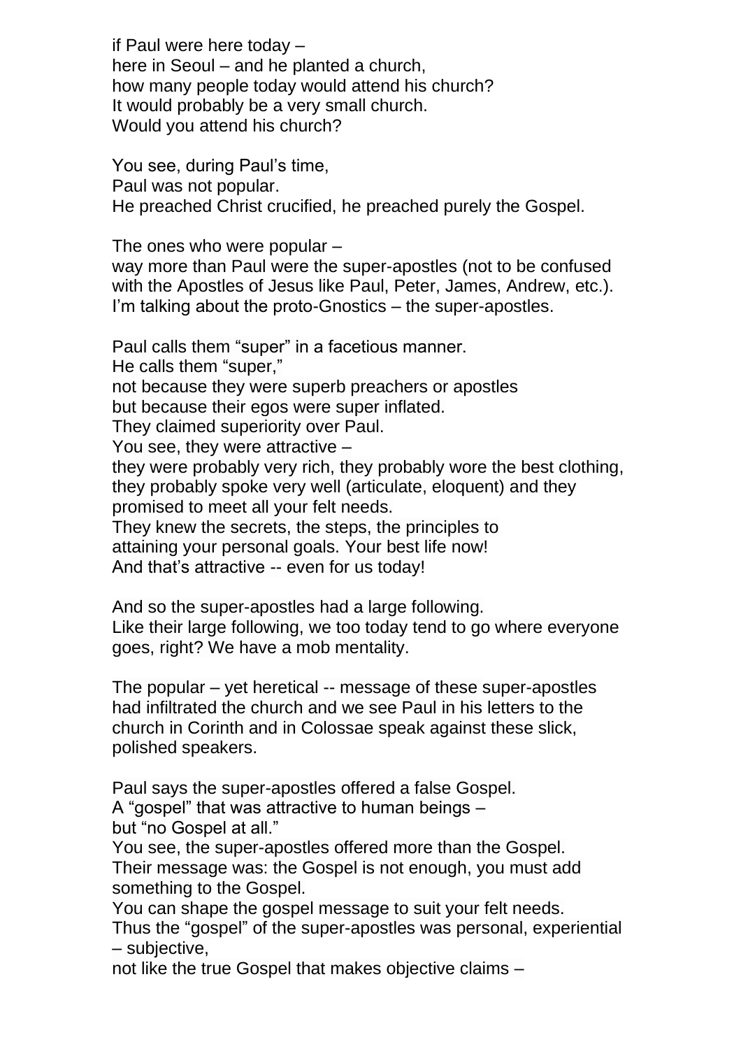if Paul were here today –
here in Seoul – and he planted a church,
how many people today would attend his church?
It would probably be a very small church.
Would you attend his church?

You see, during Paul's time,
Paul was not popular.
He preached Christ crucified, he preached purely the Gospel.

The ones who were popular –
way more than Paul were the super-apostles (not to be confused with the Apostles of Jesus like Paul, Peter, James, Andrew, etc.).
I'm talking about the proto-Gnostics – the super-apostles.

Paul calls them "super" in a facetious manner.
He calls them "super,"
not because they were superb preachers or apostles
but because their egos were super inflated.
They claimed superiority over Paul.
You see, they were attractive –
they were probably very rich, they probably wore the best clothing, they probably spoke very well (articulate, eloquent) and they promised to meet all your felt needs.
They knew the secrets, the steps, the principles to
attaining your personal goals. Your best life now!
And that's attractive -- even for us today!

And so the super-apostles had a large following.
Like their large following, we too today tend to go where everyone goes, right? We have a mob mentality.

The popular – yet heretical -- message of these super-apostles had infiltrated the church and we see Paul in his letters to the church in Corinth and in Colossae speak against these slick, polished speakers.

Paul says the super-apostles offered a false Gospel.
A "gospel" that was attractive to human beings –
but "no Gospel at all."
You see, the super-apostles offered more than the Gospel.
Their message was: the Gospel is not enough, you must add something to the Gospel.
You can shape the gospel message to suit your felt needs.
Thus the "gospel" of the super-apostles was personal, experiential – subjective,
not like the true Gospel that makes objective claims –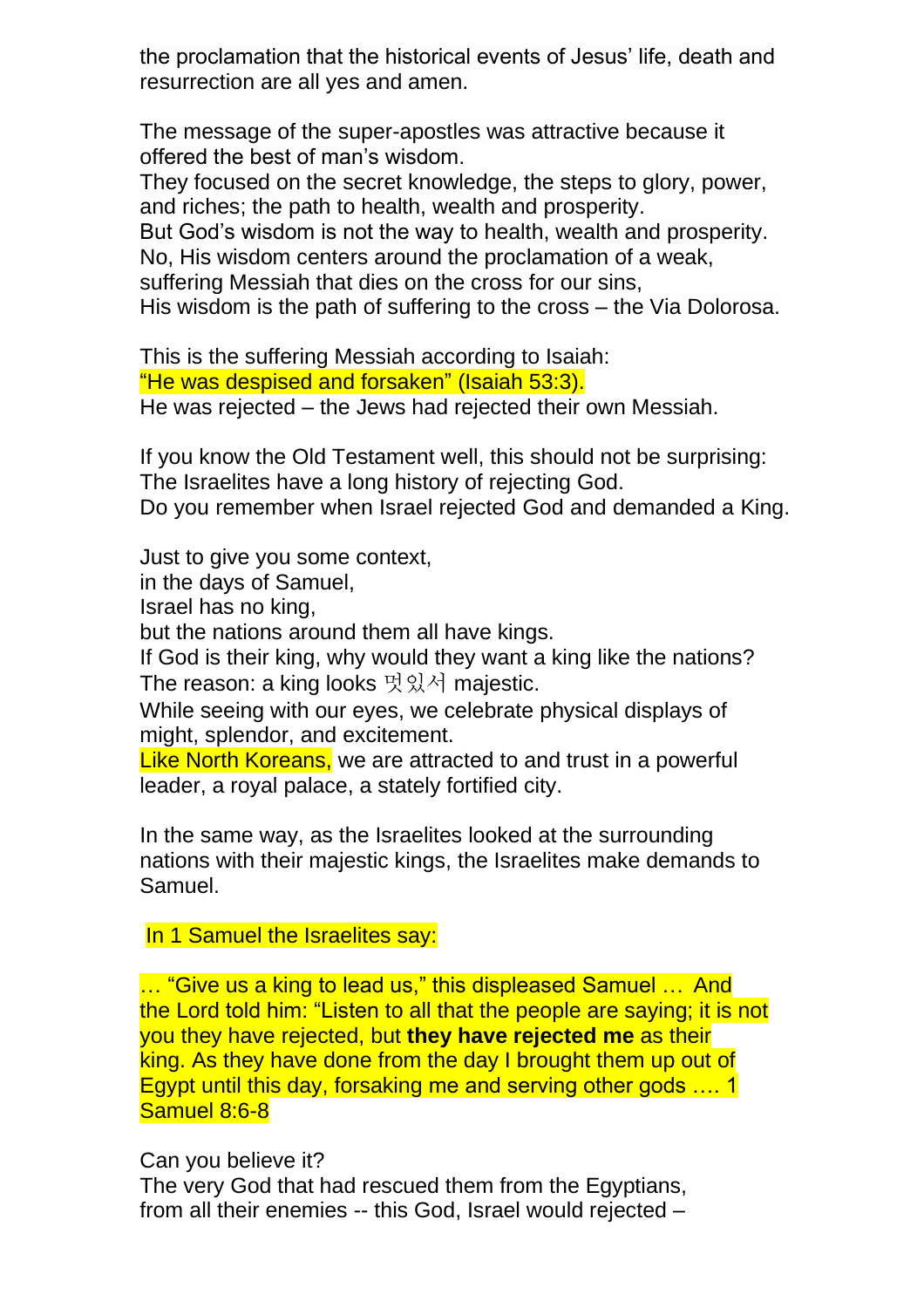the proclamation that the historical events of Jesus' life, death and resurrection are all yes and amen.

The message of the super-apostles was attractive because it offered the best of man's wisdom.
They focused on the secret knowledge, the steps to glory, power, and riches; the path to health, wealth and prosperity.
But God's wisdom is not the way to health, wealth and prosperity.
No, His wisdom centers around the proclamation of a weak, suffering Messiah that dies on the cross for our sins,
His wisdom is the path of suffering to the cross – the Via Dolorosa.

This is the suffering Messiah according to Isaiah:
"He was despised and forsaken" (Isaiah 53:3).
He was rejected – the Jews had rejected their own Messiah.

If you know the Old Testament well, this should not be surprising:
The Israelites have a long history of rejecting God.
Do you remember when Israel rejected God and demanded a King.

Just to give you some context,
in the days of Samuel,
Israel has no king,
but the nations around them all have kings.
If God is their king, why would they want a king like the nations?
The reason: a king looks 멋있서 majestic.
While seeing with our eyes, we celebrate physical displays of might, splendor, and excitement.
Like North Koreans, we are attracted to and trust in a powerful leader, a royal palace, a stately fortified city.

In the same way, as the Israelites looked at the surrounding nations with their majestic kings, the Israelites make demands to Samuel.

In 1 Samuel the Israelites say:

… "Give us a king to lead us," this displeased Samuel … And the Lord told him: "Listen to all that the people are saying; it is not you they have rejected, but **they have rejected me** as their king. As they have done from the day I brought them up out of Egypt until this day, forsaking me and serving other gods …. 1 Samuel 8:6-8

Can you believe it?
The very God that had rescued them from the Egyptians,
from all their enemies -- this God, Israel would rejected –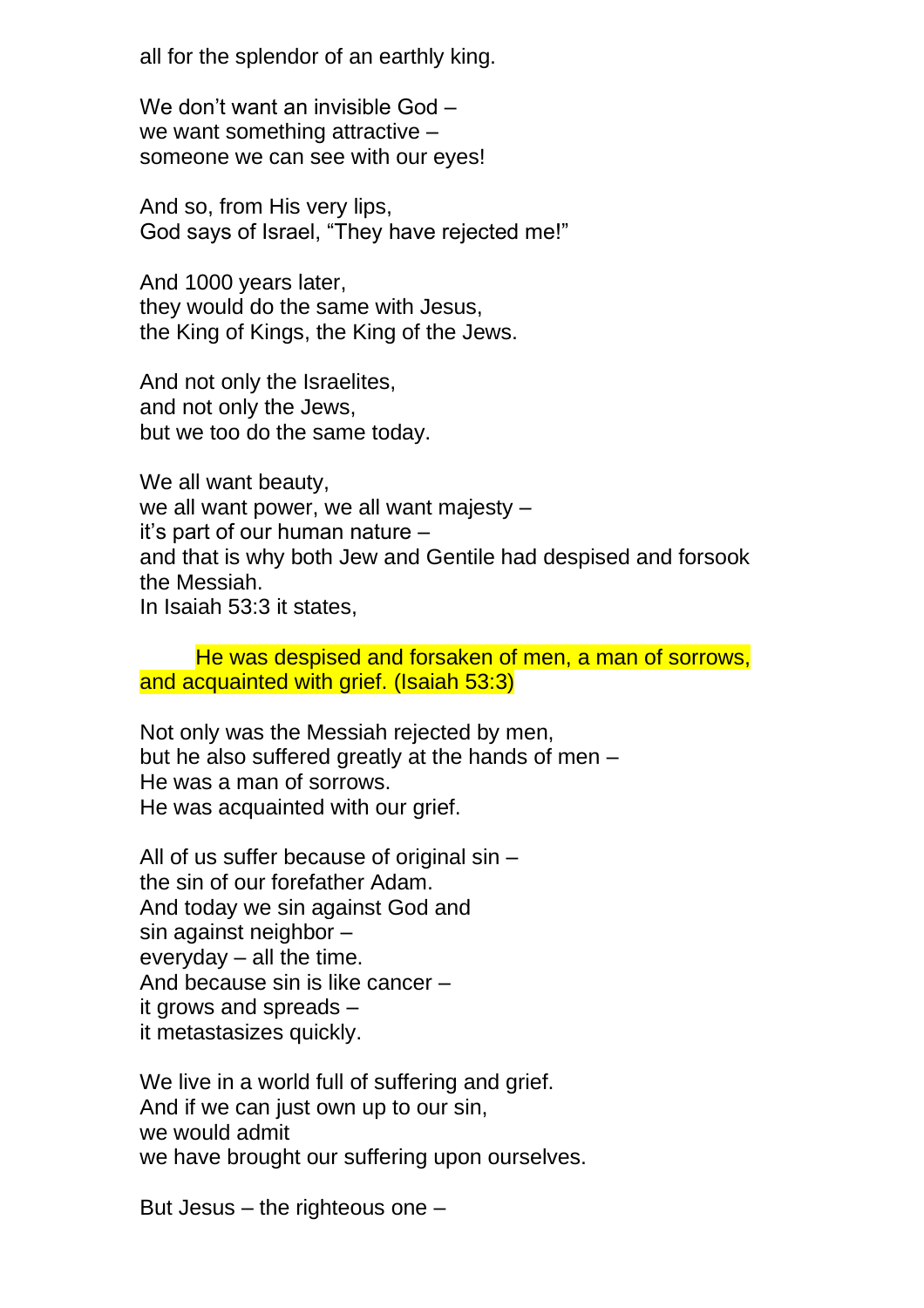all for the splendor of an earthly king.

We don't want an invisible God –  
we want something attractive –  
someone we can see with our eyes!

And so, from His very lips,  
God says of Israel, "They have rejected me!"

And 1000 years later,  
they would do the same with Jesus,  
the King of Kings, the King of the Jews.

And not only the Israelites,  
and not only the Jews,  
but we too do the same today.

We all want beauty,  
we all want power, we all want majesty –  
it's part of our human nature –  
and that is why both Jew and Gentile had despised and forsook the Messiah.  
In Isaiah 53:3 it states,

> He was despised and forsaken of men, a man of sorrows, and acquainted with grief. (Isaiah 53:3)

Not only was the Messiah rejected by men,  
but he also suffered greatly at the hands of men –  
He was a man of sorrows.  
He was acquainted with our grief.

All of us suffer because of original sin –  
the sin of our forefather Adam.  
And today we sin against God and  
sin against neighbor –  
everyday – all the time.  
And because sin is like cancer –  
it grows and spreads –  
it metastasizes quickly.

We live in a world full of suffering and grief.  
And if we can just own up to our sin,  
we would admit  
we have brought our suffering upon ourselves.

But Jesus – the righteous one –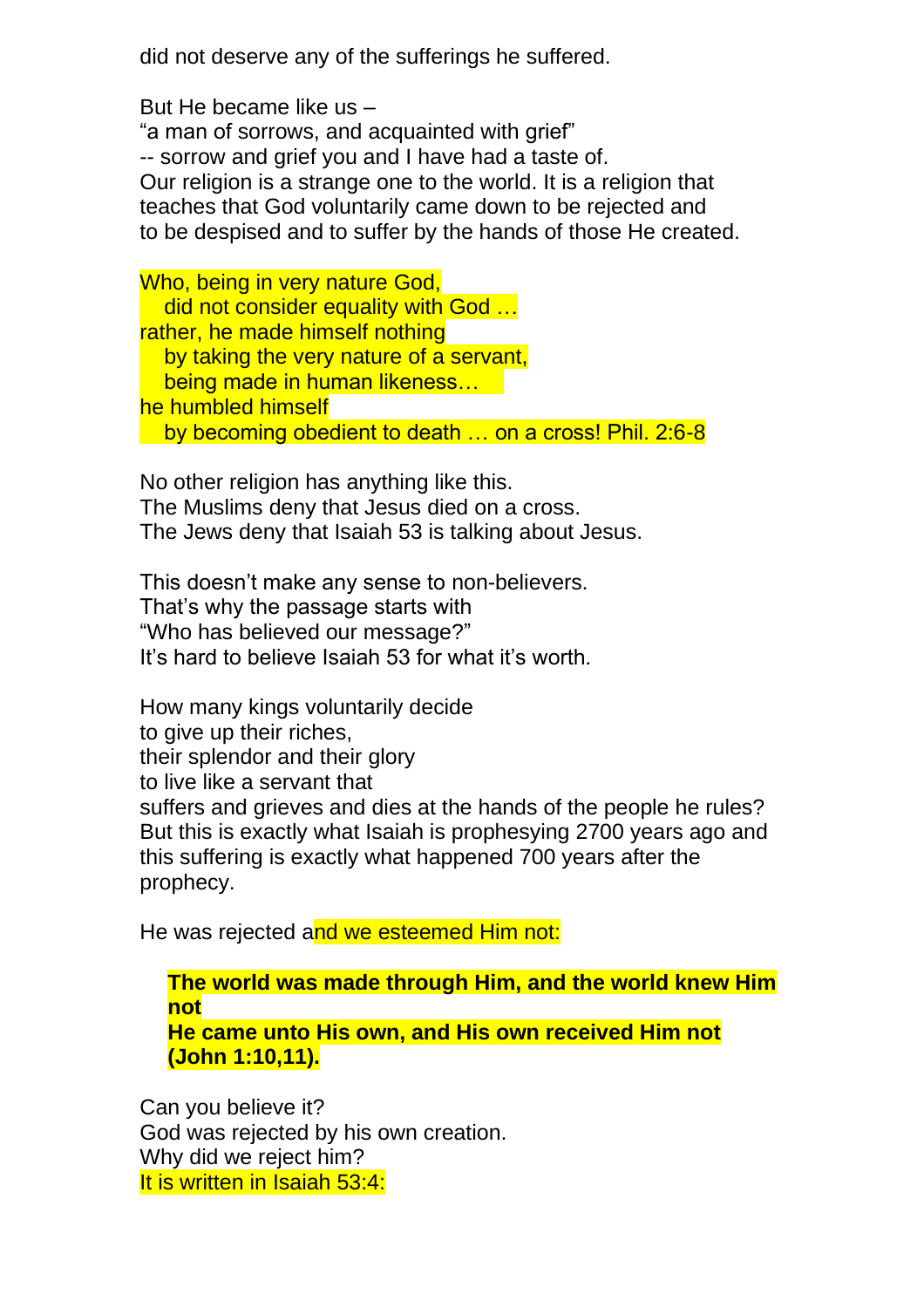did not deserve any of the sufferings he suffered.

But He became like us –
“a man of sorrows, and acquainted with grief”
-- sorrow and grief you and I have had a taste of.
Our religion is a strange one to the world. It is a religion that teaches that God voluntarily came down to be rejected and to be despised and to suffer by the hands of those He created.

Who, being in very nature God,
   did not consider equality with God …
rather, he made himself nothing
   by taking the very nature of a servant,
   being made in human likeness…
he humbled himself
   by becoming obedient to death … on a cross! Phil. 2:6-8

No other religion has anything like this.
The Muslims deny that Jesus died on a cross.
The Jews deny that Isaiah 53 is talking about Jesus.

This doesn’t make any sense to non-believers.
That’s why the passage starts with
“Who has believed our message?”
It’s hard to believe Isaiah 53 for what it’s worth.

How many kings voluntarily decide
to give up their riches,
their splendor and their glory
to live like a servant that
suffers and grieves and dies at the hands of the people he rules?
But this is exactly what Isaiah is prophesying 2700 years ago and this suffering is exactly what happened 700 years after the prophecy.

He was rejected and we esteemed Him not:

> **The world was made through Him, and the world knew Him not**
> **He came unto His own, and His own received Him not (John 1:10,11).**

Can you believe it?
God was rejected by his own creation.
Why did we reject him?
It is written in Isaiah 53:4: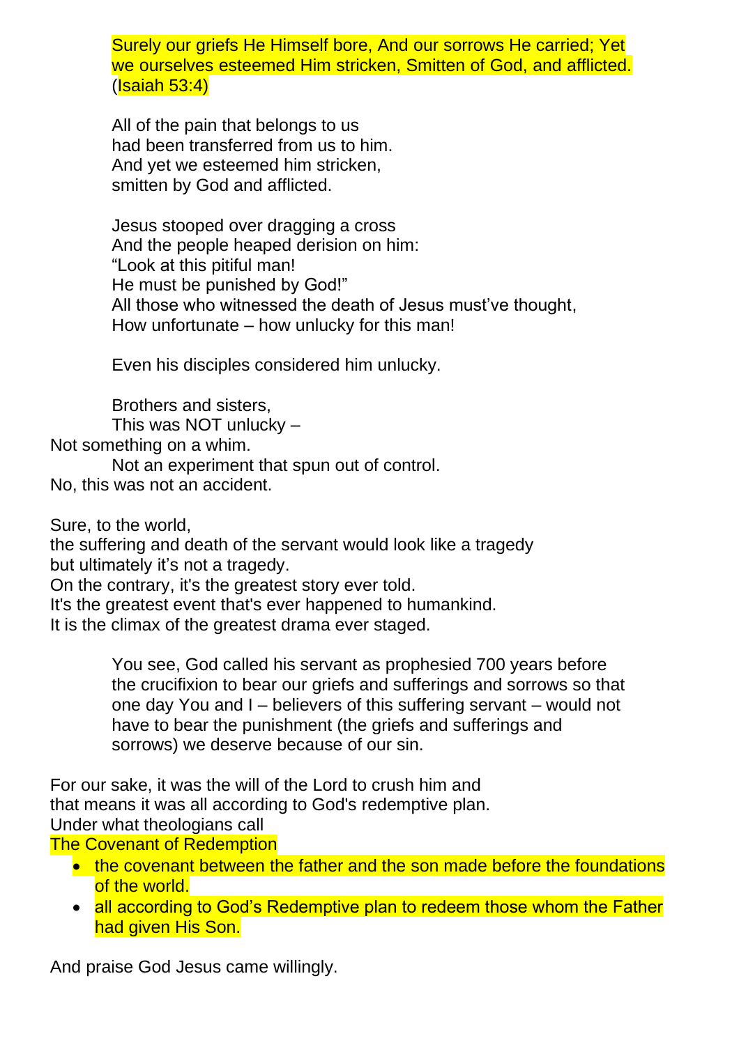Surely our griefs He Himself bore, And our sorrows He carried; Yet we ourselves esteemed Him stricken, Smitten of God, and afflicted. (Isaiah 53:4)

All of the pain that belongs to us
had been transferred from us to him.
And yet we esteemed him stricken,
smitten by God and afflicted.

Jesus stooped over dragging a cross
And the people heaped derision on him:
"Look at this pitiful man!
He must be punished by God!"
All those who witnessed the death of Jesus must've thought,
How unfortunate – how unlucky for this man!

Even his disciples considered him unlucky.

Brothers and sisters,
This was NOT unlucky –
Not something on a whim.
Not an experiment that spun out of control.
No, this was not an accident.

Sure, to the world,
the suffering and death of the servant would look like a tragedy
but ultimately it's not a tragedy.
On the contrary, it's the greatest story ever told.
It's the greatest event that's ever happened to humankind.
It is the climax of the greatest drama ever staged.

You see, God called his servant as prophesied 700 years before the crucifixion to bear our griefs and sufferings and sorrows so that one day You and I – believers of this suffering servant – would not have to bear the punishment (the griefs and sufferings and sorrows) we deserve because of our sin.

For our sake, it was the will of the Lord to crush him and
that means it was all according to God's redemptive plan.
Under what theologians call
The Covenant of Redemption

- the covenant between the father and the son made before the foundations of the world.
- all according to God's Redemptive plan to redeem those whom the Father had given His Son.

And praise God Jesus came willingly.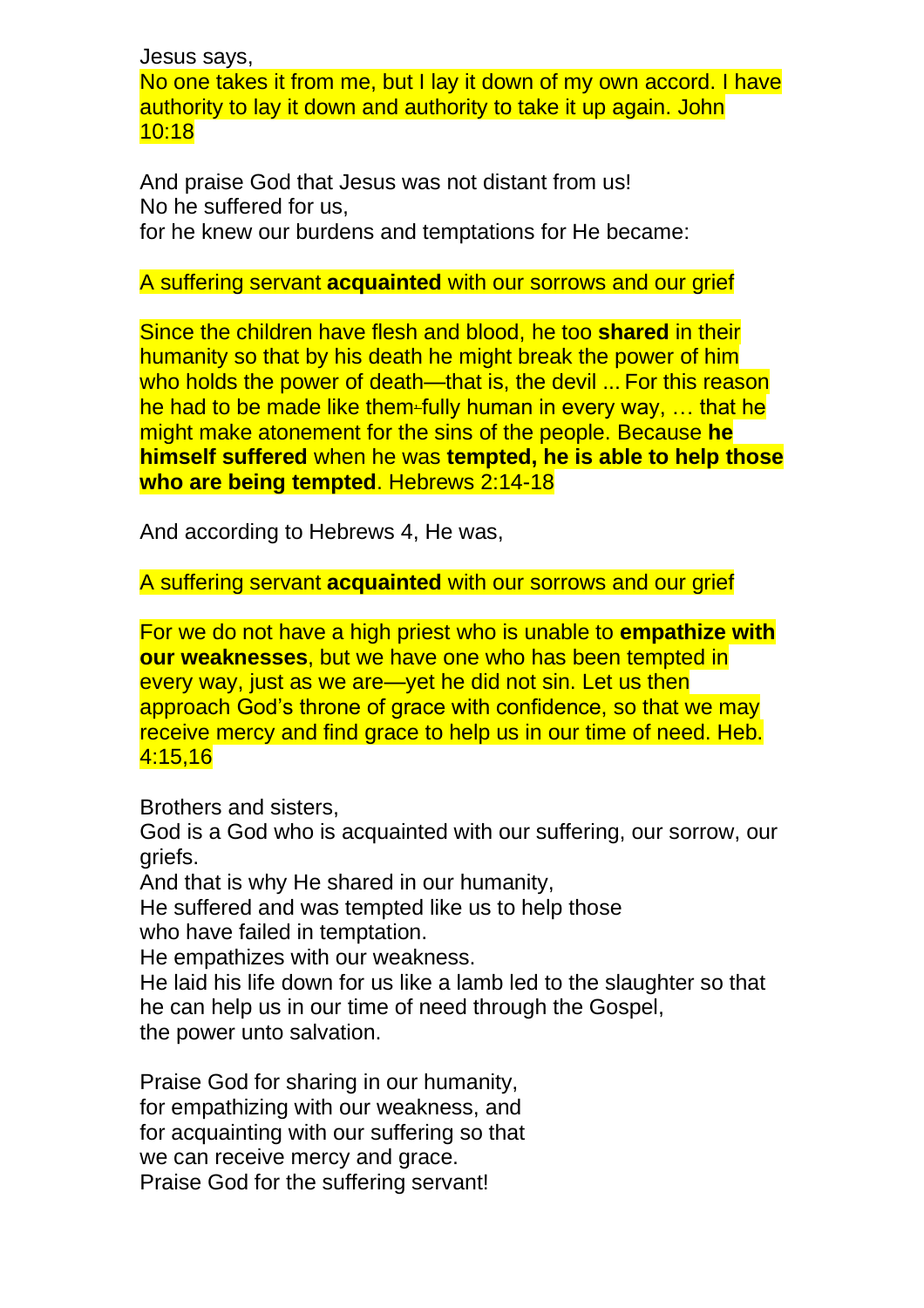Jesus says,
No one takes it from me, but I lay it down of my own accord. I have authority to lay it down and authority to take it up again. John 10:18

And praise God that Jesus was not distant from us!
No he suffered for us,
for he knew our burdens and temptations for He became:

A suffering servant **acquainted** with our sorrows and our grief

Since the children have flesh and blood, he too **shared** in their humanity so that by his death he might break the power of him who holds the power of death—that is, the devil ... For this reason he had to be made like them fully human in every way, … that he might make atonement for the sins of the people. Because **he himself suffered** when he was **tempted, he is able to help those who are being tempted**. Hebrews 2:14-18

And according to Hebrews 4, He was,

A suffering servant **acquainted** with our sorrows and our grief

For we do not have a high priest who is unable to **empathize with our weaknesses**, but we have one who has been tempted in every way, just as we are—yet he did not sin. Let us then approach God's throne of grace with confidence, so that we may receive mercy and find grace to help us in our time of need. Heb. 4:15,16

Brothers and sisters,
God is a God who is acquainted with our suffering, our sorrow, our griefs.
And that is why He shared in our humanity,
He suffered and was tempted like us to help those
who have failed in temptation.
He empathizes with our weakness.
He laid his life down for us like a lamb led to the slaughter so that he can help us in our time of need through the Gospel,
the power unto salvation.

Praise God for sharing in our humanity,
for empathizing with our weakness, and
for acquainting with our suffering so that
we can receive mercy and grace.
Praise God for the suffering servant!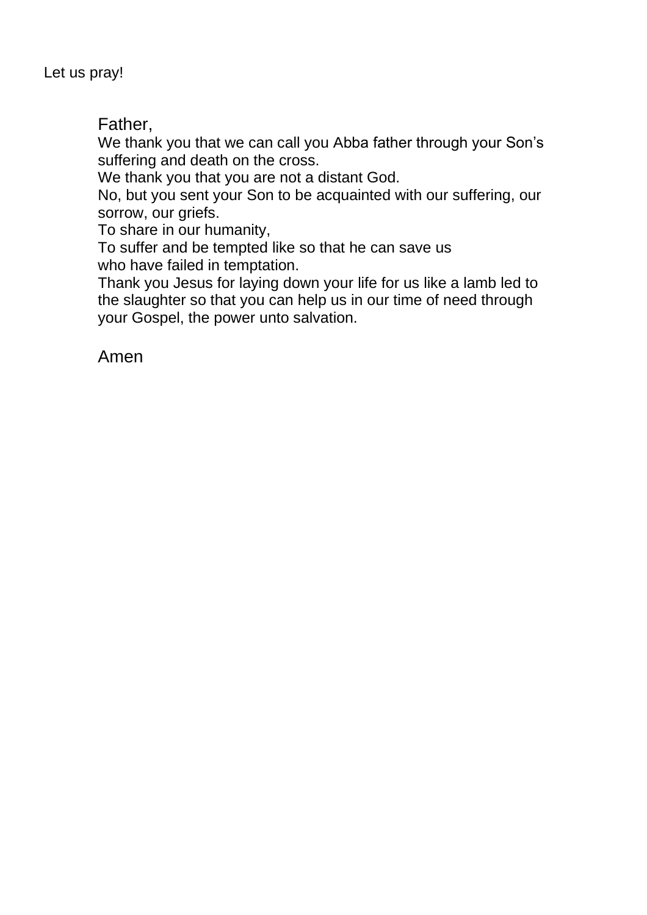Let us pray!

Father,
We thank you that we can call you Abba father through your Son's suffering and death on the cross.
We thank you that you are not a distant God.
No, but you sent your Son to be acquainted with our suffering, our sorrow, our griefs.
To share in our humanity,
To suffer and be tempted like so that he can save us
who have failed in temptation.
Thank you Jesus for laying down your life for us like a lamb led to the slaughter so that you can help us in our time of need through your Gospel, the power unto salvation.

Amen